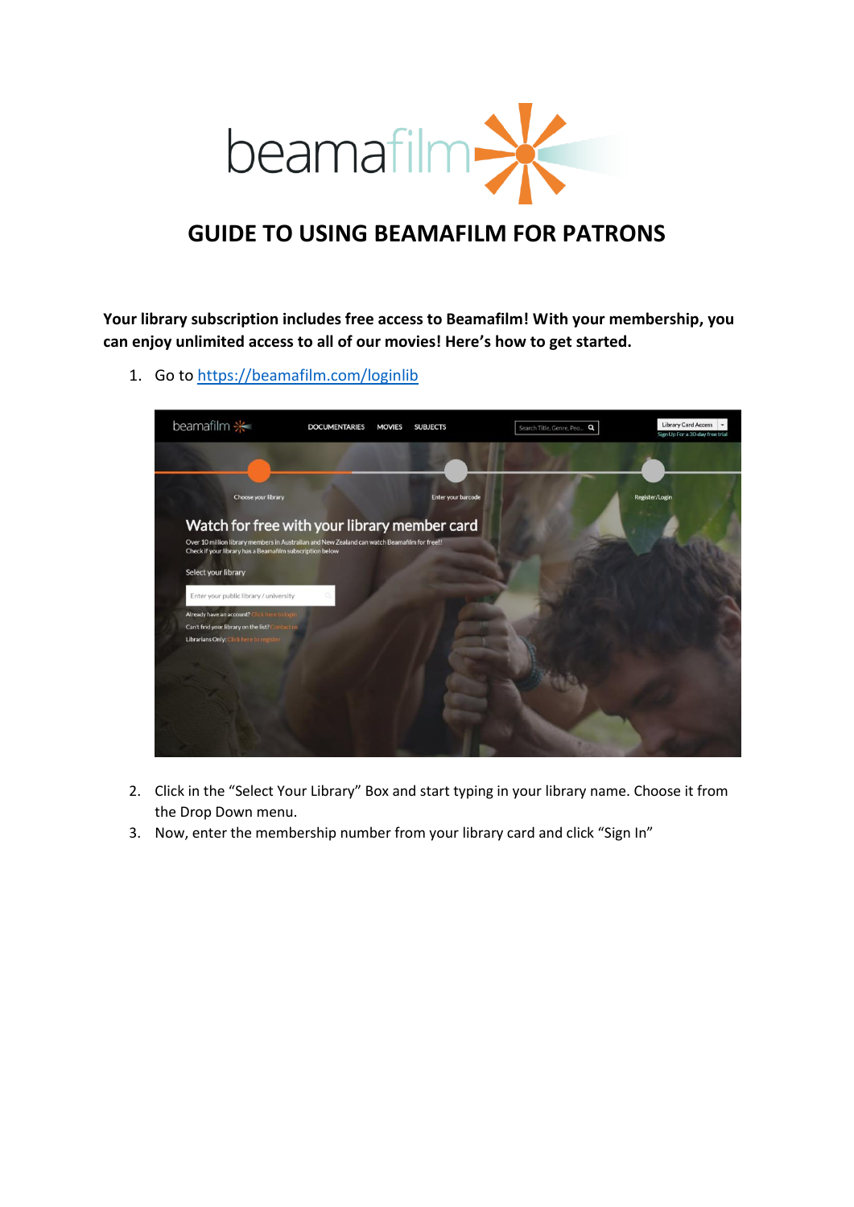# GUIDE TO USING BEAMAFILM FOR PATRONS

**Your library subscription includes free access to Beamafilm! With your membership, you can enjoy unlimited access to all of our movies! Here's how to get started.**

1. Go to [https://beamafilm.com/loginlib](https://beamafilm.com/loginlib)
2. Click in the "Select Your Library" Box and start typing in your library name. Choose it from the Drop Down menu.
3. Now, enter the membership number from your library card and click "Sign In"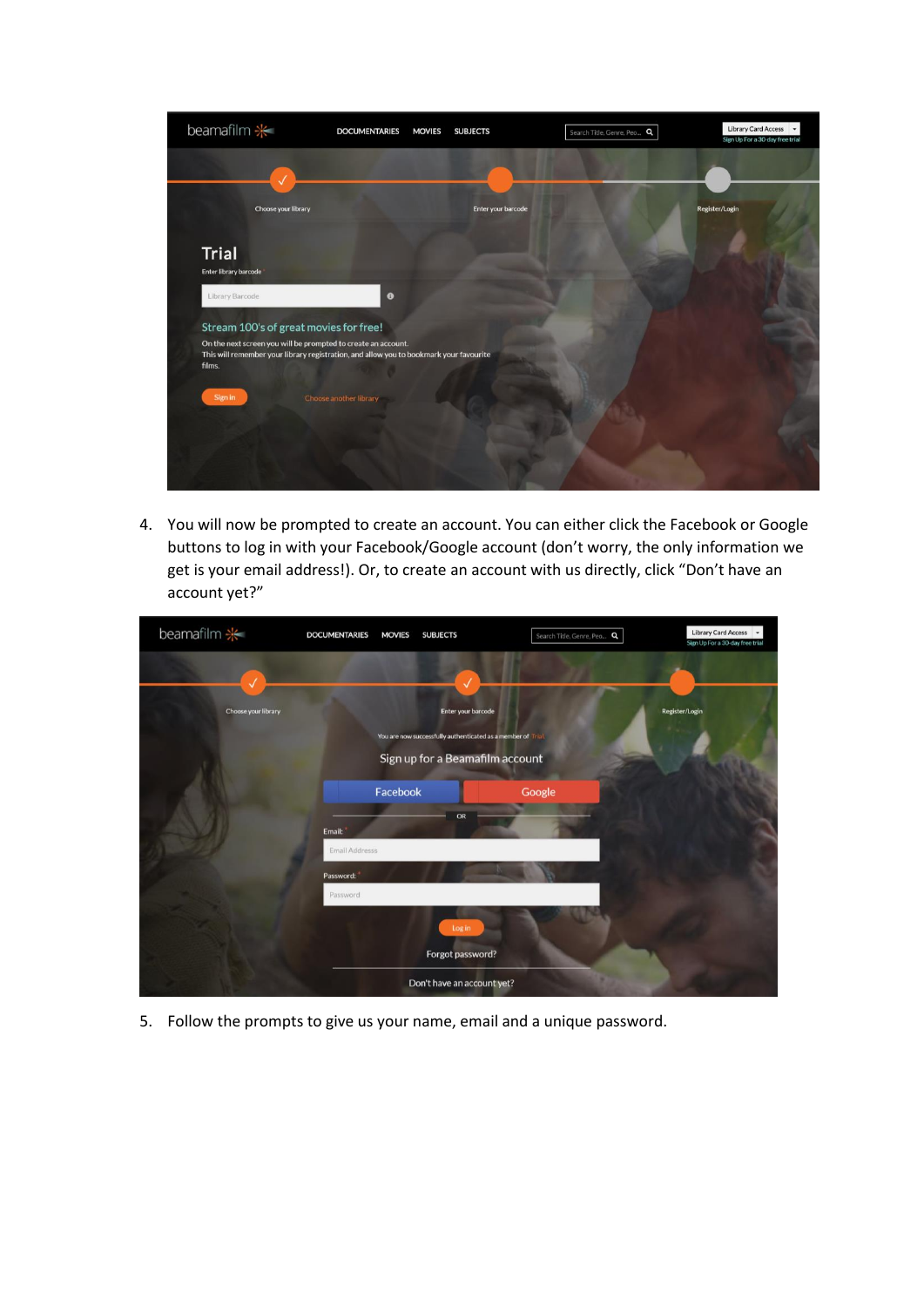4. You will now be prompted to create an account. You can either click the Facebook or Google buttons to log in with your Facebook/Google account (don't worry, the only information we get is your email address!). Or, to create an account with us directly, click "Don't have an account yet?"

5. Follow the prompts to give us your name, email and a unique password.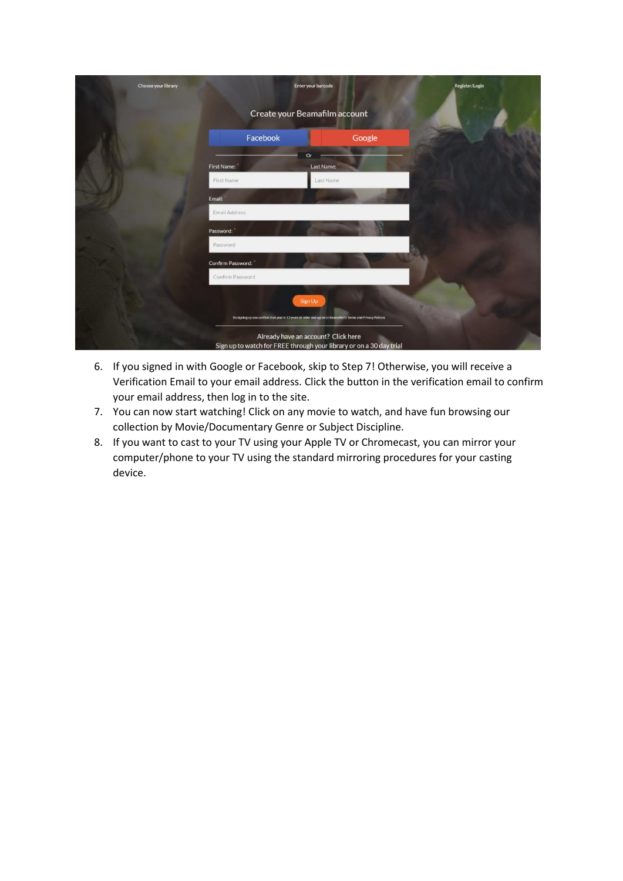6. If you signed in with Google or Facebook, skip to Step 7! Otherwise, you will receive a Verification Email to your email address. Click the button in the verification email to confirm your email address, then log in to the site.
7. You can now start watching! Click on any movie to watch, and have fun browsing our collection by Movie/Documentary Genre or Subject Discipline.
8. If you want to cast to your TV using your Apple TV or Chromecast, you can mirror your computer/phone to your TV using the standard mirroring procedures for your casting device.